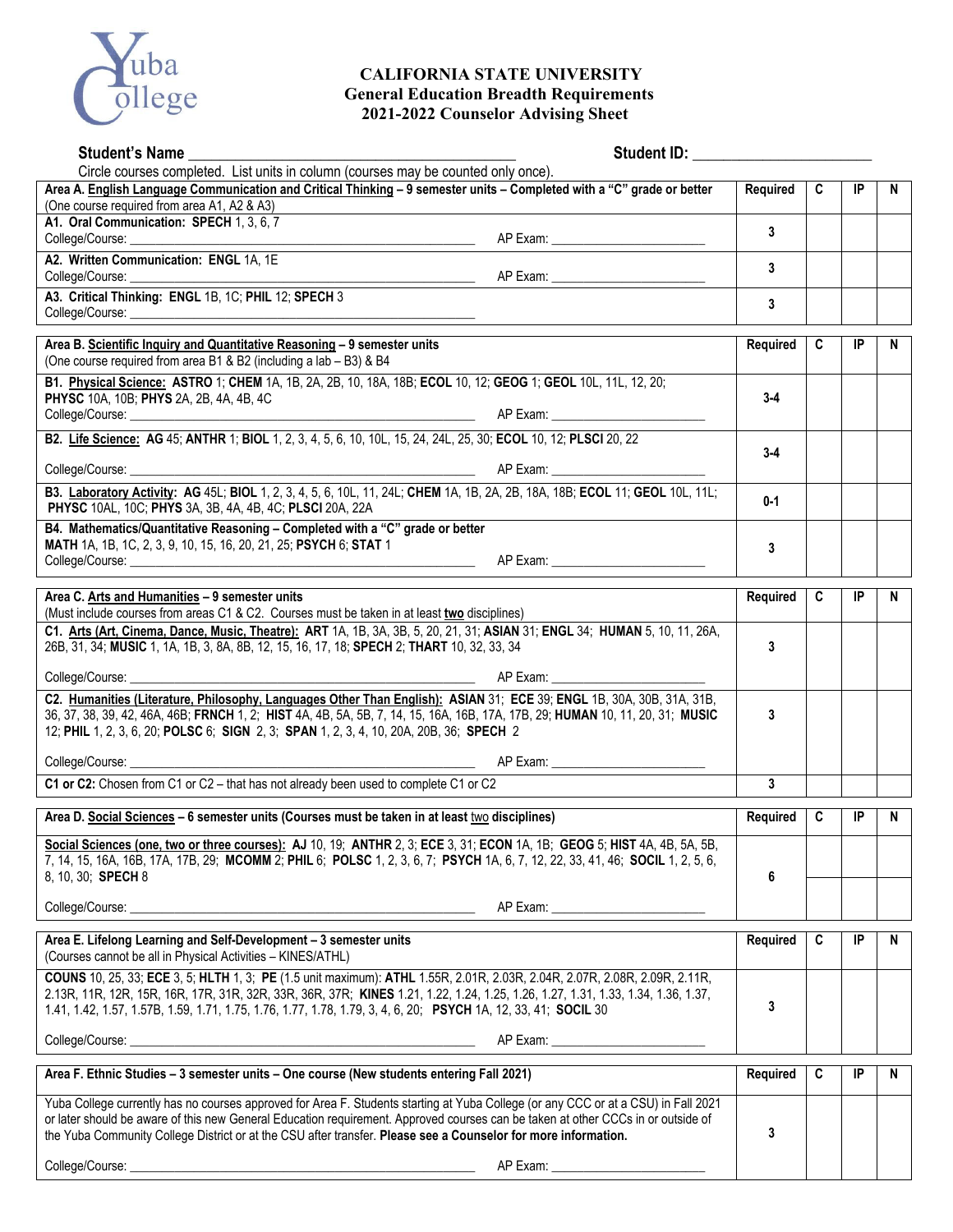# CALIFORNIA STATE UNIVERSITY
## General Education Breadth Requirements
## 2021-2022 Counselor Advising Sheet

**Student's Name** ________________________________________ **Student ID:** ______________________

Circle courses completed. List units in column (courses may be counted only once).

| **Area A. English Language Communication and Critical Thinking – 9 semester units – Completed with a "C" grade or better** (One course required from area A1, A2 & A3) | **Required** | **C** | **IP** | **N** |
|---|---|---|---|---|
| **A1. Oral Communication: SPECH** 1, 3, 6, 7<br>College/Course: ______________________ AP Exam: ______________ | **3** | | | |
| **A2. Written Communication: ENGL** 1A, 1E<br>College/Course: ______________________ AP Exam: ______________ | **3** | | | |
| **A3. Critical Thinking: ENGL** 1B, 1C; **PHIL** 12; **SPECH** 3<br>College/Course: ______________________ | **3** | | | |

| **Area B. Scientific Inquiry and Quantitative Reasoning – 9 semester units** (One course required from area B1 & B2 (including a lab – B3) & B4 | **Required** | **C** | **IP** | **N** |
|---|---|---|---|---|
| **B1. Physical Science: ASTRO** 1; **CHEM** 1A, 1B, 2A, 2B, 10, 18A, 18B; **ECOL** 10, 12; **GEOG** 1; **GEOL** 10L, 11L, 12, 20; **PHYSC** 10A, 10B; **PHYS** 2A, 2B, 4A, 4B, 4C<br>College/Course: ______________________ AP Exam: ______________ | **3-4** | | | |
| **B2. Life Science: AG** 45; **ANTHR** 1; **BIOL** 1, 2, 3, 4, 5, 6, 10, 10L, 15, 24, 24L, 25, 30; **ECOL** 10, 12; **PLSCI** 20, 22<br>College/Course: ______________________ AP Exam: ______________ | **3-4** | | | |
| **B3. Laboratory Activity: AG** 45L; **BIOL** 1, 2, 3, 4, 5, 6, 10L, 11, 24L; **CHEM** 1A, 1B, 2A, 2B, 18A, 18B; **ECOL** 11; **GEOL** 10L, 11L; **PHYSC** 10AL, 10C; **PHYS** 3A, 3B, 4A, 4B, 4C; **PLSCI** 20A, 22A | **0-1** | | | |
| **B4. Mathematics/Quantitative Reasoning – Completed with a "C" grade or better**<br>**MATH** 1A, 1B, 1C, 2, 3, 9, 10, 15, 16, 20, 21, 25; **PSYCH** 6; **STAT** 1<br>College/Course: ______________________ AP Exam: ______________ | **3** | | | |

| **Area C. Arts and Humanities – 9 semester units** (Must include courses from areas C1 & C2. Courses must be taken in at least **two** disciplines) | **Required** | **C** | **IP** | **N** |
|---|---|---|---|---|
| **C1. Arts (Art, Cinema, Dance, Music, Theatre): ART** 1A, 1B, 3A, 3B, 5, 20, 21, 31; **ASIAN** 31; **ENGL** 34; **HUMAN** 5, 10, 11, 26A, 26B, 31, 34; **MUSIC** 1, 1A, 1B, 3, 8A, 8B, 12, 15, 16, 17, 18; **SPECH** 2; **THART** 10, 32, 33, 34<br>College/Course: ______________________ AP Exam: ______________ | **3** | | | |
| **C2. Humanities (Literature, Philosophy, Languages Other Than English): ASIAN** 31; **ECE** 39; **ENGL** 1B, 30A, 30B, 31A, 31B, 36, 37, 38, 39, 42, 46A, 46B; **FRNCH** 1, 2; **HIST** 4A, 4B, 5A, 5B, 7, 14, 15, 16A, 16B, 17A, 17B, 29; **HUMAN** 10, 11, 20, 31; **MUSIC** 12; **PHIL** 1, 2, 3, 6, 20; **POLSC** 6; **SIGN** 2, 3; **SPAN** 1, 2, 3, 4, 10, 20A, 20B, 36; **SPECH** 2<br>College/Course: ______________________ AP Exam: ______________ | **3** | | | |
| **C1 or C2:** Chosen from C1 or C2 – that has not already been used to complete C1 or C2 | **3** | | | |

| **Area D. Social Sciences – 6 semester units (Courses must be taken in at least two disciplines)** | **Required** | **C** | **IP** | **N** |
|---|---|---|---|---|
| **Social Sciences (one, two or three courses): AJ** 10, 19; **ANTHR** 2, 3; **ECE** 3, 31; **ECON** 1A, 1B; **GEOG** 5; **HIST** 4A, 4B, 5A, 5B, 7, 14, 15, 16A, 16B, 17A, 17B, 29; **MCOMM** 2; **PHIL** 6; **POLSC** 1, 2, 3, 6, 7; **PSYCH** 1A, 6, 7, 12, 22, 33, 41, 46; **SOCIL** 1, 2, 5, 6, 8, 10, 30; **SPECH** 8<br>College/Course: ______________________ AP Exam: ______________ | **6** | | | |

| **Area E. Lifelong Learning and Self-Development – 3 semester units** (Courses cannot be all in Physical Activities – KINES/ATHL) | **Required** | **C** | **IP** | **N** |
|---|---|---|---|---|
| **COUNS** 10, 25, 33; **ECE** 3, 5; **HLTH** 1, 3; **PE** (1.5 unit maximum): **ATHL** 1.55R, 2.01R, 2.03R, 2.04R, 2.07R, 2.08R, 2.09R, 2.11R, 2.13R, 11R, 12R, 15R, 16R, 17R, 31R, 32R, 33R, 36R, 37R; **KINES** 1.21, 1.22, 1.24, 1.25, 1.26, 1.27, 1.31, 1.33, 1.34, 1.36, 1.37, 1.41, 1.42, 1.57, 1.57B, 1.59, 1.71, 1.75, 1.76, 1.77, 1.78, 1.79, 3, 4, 6, 20; **PSYCH** 1A, 12, 33, 41; **SOCIL** 30<br>College/Course: ______________________ AP Exam: ______________ | **3** | | | |

| **Area F. Ethnic Studies – 3 semester units – One course (New students entering Fall 2021)** | **Required** | **C** | **IP** | **N** |
|---|---|---|---|---|
| Yuba College currently has no courses approved for Area F. Students starting at Yuba College (or any CCC or at a CSU) in Fall 2021 or later should be aware of this new General Education requirement. Approved courses can be taken at other CCCs in or outside of the Yuba Community College District or at the CSU after transfer. **Please see a Counselor for more information.**<br>College/Course: ______________________ AP Exam: ______________ | **3** | | | |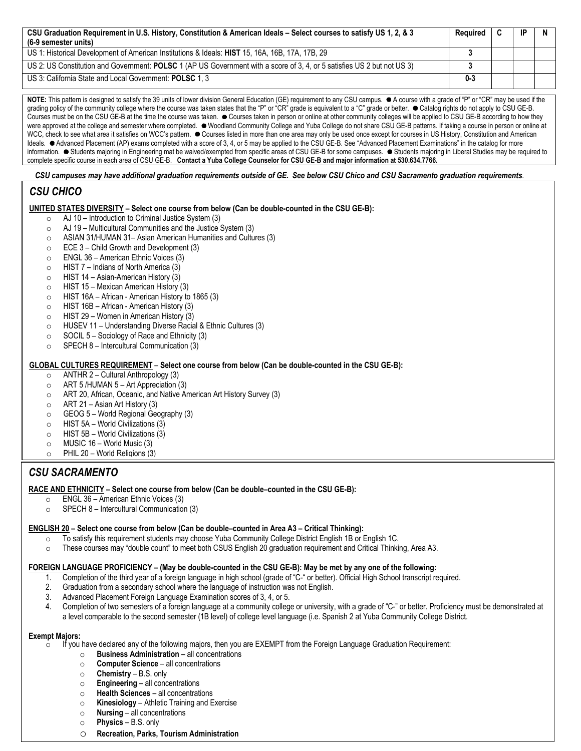| CSU Graduation Requirement in U.S. History, Constitution & American Ideals – Select courses to satisfy US 1, 2, & 3 (6-9 semester units) | Required | C | IP | N |
|---|---|---|---|---|
| US 1: Historical Development of American Institutions & Ideals: **HIST** 15, 16A, 16B, 17A, 17B, 29 | 3 | | | |
| US 2: US Constitution and Government: **POLSC** 1 (AP US Government with a score of 3, 4, or 5 satisfies US 2 but not US 3) | 3 | | | |
| US 3: California State and Local Government: **POLSC** 1, 3 | 0-3 | | | |

**NOTE:** This pattern is designed to satisfy the 39 units of lower division General Education (GE) requirement to any CSU campus. ● A course with a grade of "P" or "CR" may be used if the grading policy of the community college where the course was taken states that the "P" or "CR" grade is equivalent to a "C" grade or better. ● Catalog rights do not apply to CSU GE-B. Courses must be on the CSU GE-B at the time the course was taken. ● Courses taken in person or online at other community colleges will be applied to CSU GE-B according to how they were approved at the college and semester where completed. ● Woodland Community College and Yuba College do not share CSU GE-B patterns. If taking a course in person or online at WCC, check to see what area it satisfies on WCC's pattern. ● Courses listed in more than one area may only be used once except for courses in US History, Constitution and American Ideals. ● Advanced Placement (AP) exams completed with a score of 3, 4, or 5 may be applied to the CSU GE-B. See "Advanced Placement Examinations" in the catalog for more information. ● Students majoring in Engineering mat be waived/exempted from specific areas of CSU GE-B for some campuses. ● Students majoring in Liberal Studies may be required to complete specific course in each area of CSU GE-B. **Contact a Yuba College Counselor for CSU GE-B and major information at 530.634.7766.**

***CSU campuses may have additional graduation requirements outside of GE. See below CSU Chico and CSU Sacramento graduation requirements*.**

## *CSU CHICO*

**UNITED STATES DIVERSITY – Select one course from below (Can be double-counted in the CSU GE-B):**

- AJ 10 – Introduction to Criminal Justice System (3)
- AJ 19 – Multicultural Communities and the Justice System (3)
- ASIAN 31/HUMAN 31– Asian American Humanities and Cultures (3)
- ECE 3 – Child Growth and Development (3)
- ENGL 36 – American Ethnic Voices (3)
- HIST 7 – Indians of North America (3)
- HIST 14 – Asian-American History (3)
- HIST 15 – Mexican American History (3)
- HIST 16A – African - American History to 1865 (3)
- HIST 16B – African - American History (3)
- HIST 29 – Women in American History (3)
- HUSEV 11 – Understanding Diverse Racial & Ethnic Cultures (3)
- SOCIL 5 – Sociology of Race and Ethnicity (3)
- SPECH 8 – Intercultural Communication (3)

**GLOBAL CULTURES REQUIREMENT – Select one course from below (Can be double-counted in the CSU GE-B):**

- ANTHR 2 – Cultural Anthropology (3)
- ART 5 /HUMAN 5 – Art Appreciation (3)
- ART 20, African, Oceanic, and Native American Art History Survey (3)
- ART 21 – Asian Art History (3)
- GEOG 5 – World Regional Geography (3)
- HIST 5A – World Civilizations (3)
- HIST 5B – World Civilizations (3)
- MUSIC 16 – World Music (3)
- PHIL 20 – World Religions (3)

## *CSU SACRAMENTO*

**RACE AND ETHNICITY – Select one course from below (Can be double–counted in the CSU GE-B):**

- ENGL 36 – American Ethnic Voices (3)
- SPECH 8 – Intercultural Communication (3)

**ENGLISH 20 – Select one course from below (Can be double–counted in Area A3 – Critical Thinking):**

- To satisfy this requirement students may choose Yuba Community College District English 1B or English 1C.
- These courses may "double count" to meet both CSUS English 20 graduation requirement and Critical Thinking, Area A3.

**FOREIGN LANGUAGE PROFICIENCY – (May be double-counted in the CSU GE-B): May be met by any one of the following:**

1. Completion of the third year of a foreign language in high school (grade of "C-" or better). Official High School transcript required.
2. Graduation from a secondary school where the language of instruction was not English.
3. Advanced Placement Foreign Language Examination scores of 3, 4, or 5.
4. Completion of two semesters of a foreign language at a community college or university, with a grade of "C-" or better. Proficiency must be demonstrated at a level comparable to the second semester (1B level) of college level language (i.e. Spanish 2 at Yuba Community College District.

**Exempt Majors:**

- If you have declared any of the following majors, then you are EXEMPT from the Foreign Language Graduation Requirement:
  - **Business Administration** – all concentrations
  - **Computer Science** – all concentrations
  - **Chemistry** – B.S. only
  - **Engineering** – all concentrations
  - **Health Sciences** – all concentrations
  - **Kinesiology** – Athletic Training and Exercise
  - **Nursing** – all concentrations
  - **Physics** – B.S. only
  - **Recreation, Parks, Tourism Administration**